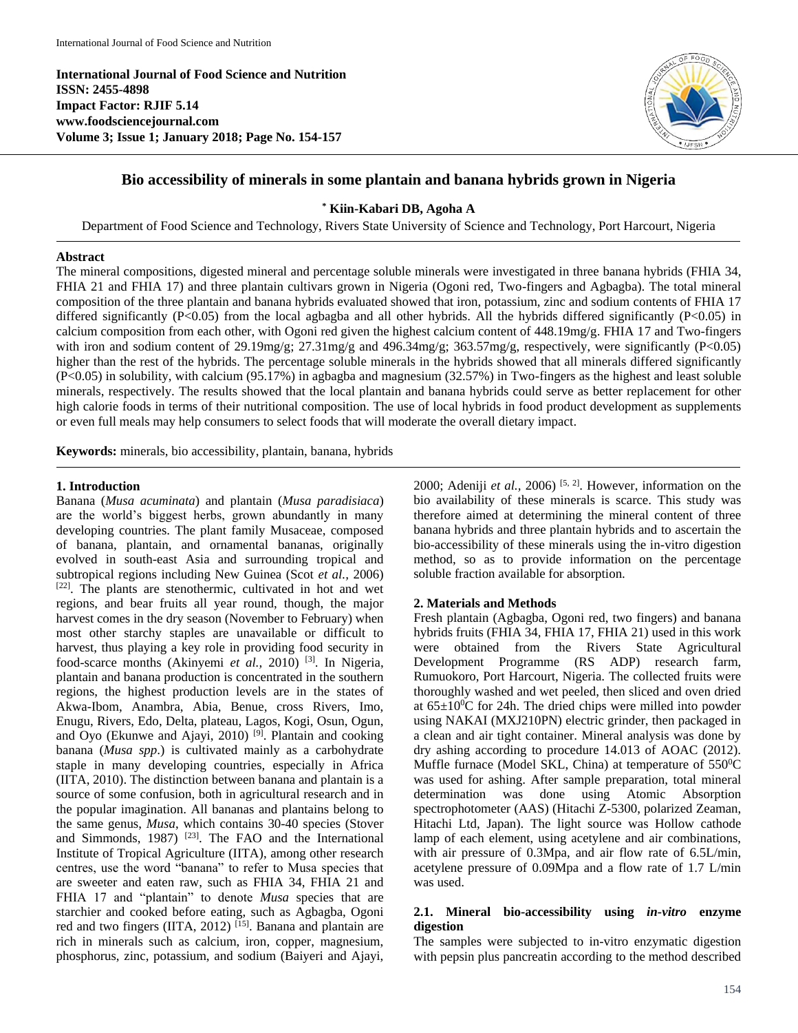**International Journal of Food Science and Nutrition**
**ISSN: 2455-4898**
**Impact Factor: RJIF 5.14**
**www.foodsciencejournal.com**
**Volume 3; Issue 1; January 2018; Page No. 154-157**

# Bio accessibility of minerals in some plantain and banana hybrids grown in Nigeria

**\* Kiin-Kabari DB, Agoha A**

Department of Food Science and Technology, Rivers State University of Science and Technology, Port Harcourt, Nigeria

## Abstract

The mineral compositions, digested mineral and percentage soluble minerals were investigated in three banana hybrids (FHIA 34, FHIA 21 and FHIA 17) and three plantain cultivars grown in Nigeria (Ogoni red, Two-fingers and Agbagba). The total mineral composition of the three plantain and banana hybrids evaluated showed that iron, potassium, zinc and sodium contents of FHIA 17 differed significantly ($P<0.05$) from the local agbagba and all other hybrids. All the hybrids differed significantly ($P<0.05$) in calcium composition from each other, with Ogoni red given the highest calcium content of 448.19mg/g. FHIA 17 and Two-fingers with iron and sodium content of 29.19mg/g; 27.31mg/g and 496.34mg/g; 363.57mg/g, respectively, were significantly ($P<0.05$) higher than the rest of the hybrids. The percentage soluble minerals in the hybrids showed that all minerals differed significantly ($P<0.05$) in solubility, with calcium (95.17%) in agbagba and magnesium (32.57%) in Two-fingers as the highest and least soluble minerals, respectively. The results showed that the local plantain and banana hybrids could serve as better replacement for other high calorie foods in terms of their nutritional composition. The use of local hybrids in food product development as supplements or even full meals may help consumers to select foods that will moderate the overall dietary impact.

**Keywords:** minerals, bio accessibility, plantain, banana, hybrids

## 1. Introduction

Banana (*Musa acuminata*) and plantain (*Musa paradisiaca*) are the world's biggest herbs, grown abundantly in many developing countries. The plant family Musaceae, composed of banana, plantain, and ornamental bananas, originally evolved in south-east Asia and surrounding tropical and subtropical regions including New Guinea (Scot *et al.,* 2006) [22]. The plants are stenothermic, cultivated in hot and wet regions, and bear fruits all year round, though, the major harvest comes in the dry season (November to February) when most other starchy staples are unavailable or difficult to harvest, thus playing a key role in providing food security in food-scarce months (Akinyemi *et al.,* 2010) [3]. In Nigeria, plantain and banana production is concentrated in the southern regions, the highest production levels are in the states of Akwa-Ibom, Anambra, Abia, Benue, cross Rivers, Imo, Enugu, Rivers, Edo, Delta, plateau, Lagos, Kogi, Osun, Ogun, and Oyo (Ekunwe and Ajayi, 2010) [9]. Plantain and cooking banana (*Musa spp.*) is cultivated mainly as a carbohydrate staple in many developing countries, especially in Africa (IITA, 2010). The distinction between banana and plantain is a source of some confusion, both in agricultural research and in the popular imagination. All bananas and plantains belong to the same genus, *Musa*, which contains 30-40 species (Stover and Simmonds, 1987) [23]. The FAO and the International Institute of Tropical Agriculture (IITA), among other research centres, use the word "banana" to refer to Musa species that are sweeter and eaten raw, such as FHIA 34, FHIA 21 and FHIA 17 and "plantain" to denote *Musa* species that are starchier and cooked before eating, such as Agbagba, Ogoni red and two fingers (IITA, 2012) [15]. Banana and plantain are rich in minerals such as calcium, iron, copper, magnesium, phosphorus, zinc, potassium, and sodium (Baiyeri and Ajayi, 2000; Adeniji *et al.,* 2006) [5, 2]. However, information on the bio availability of these minerals is scarce. This study was therefore aimed at determining the mineral content of three banana hybrids and three plantain hybrids and to ascertain the bio-accessibility of these minerals using the in-vitro digestion method, so as to provide information on the percentage soluble fraction available for absorption.

## 2. Materials and Methods

Fresh plantain (Agbagba, Ogoni red, two fingers) and banana hybrids fruits (FHIA 34, FHIA 17, FHIA 21) used in this work were obtained from the Rivers State Agricultural Development Programme (RS ADP) research farm, Rumuokoro, Port Harcourt, Nigeria. The collected fruits were thoroughly washed and wet peeled, then sliced and oven dried at $65\pm10^0$C for 24h. The dried chips were milled into powder using NAKAI (MXJ210PN) electric grinder, then packaged in a clean and air tight container. Mineral analysis was done by dry ashing according to procedure 14.013 of AOAC (2012). Muffle furnace (Model SKL, China) at temperature of $550^0$C was used for ashing. After sample preparation, total mineral determination was done using Atomic Absorption spectrophotometer (AAS) (Hitachi Z-5300, polarized Zeaman, Hitachi Ltd, Japan). The light source was Hollow cathode lamp of each element, using acetylene and air combinations, with air pressure of 0.3Mpa, and air flow rate of 6.5L/min, acetylene pressure of 0.09Mpa and a flow rate of 1.7 L/min was used.

### 2.1. Mineral bio-accessibility using *in-vitro* enzyme digestion

The samples were subjected to in-vitro enzymatic digestion with pepsin plus pancreatin according to the method described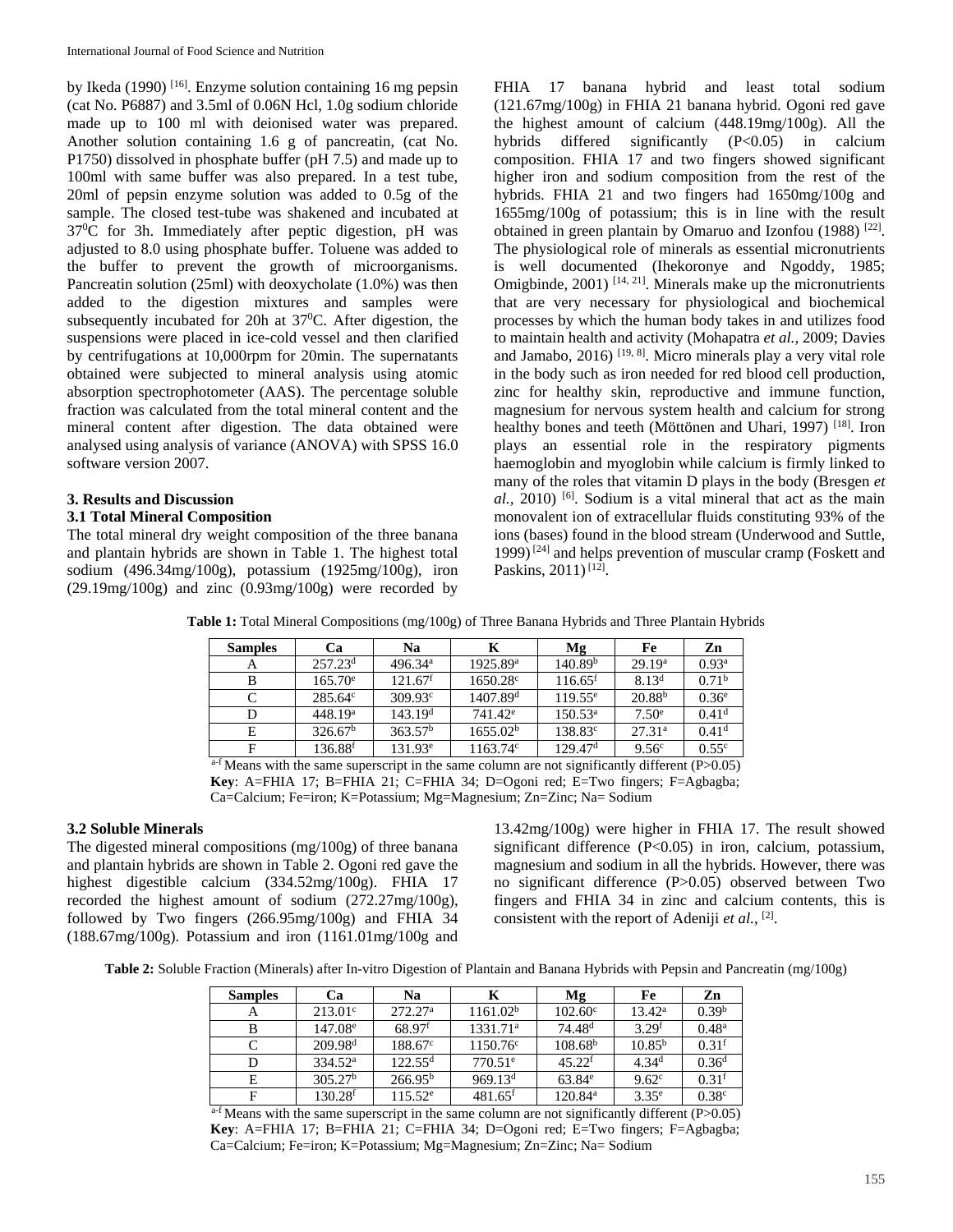by Ikeda (1990) [16]. Enzyme solution containing 16 mg pepsin (cat No. P6887) and 3.5ml of 0.06N Hcl, 1.0g sodium chloride made up to 100 ml with deionised water was prepared. Another solution containing 1.6 g of pancreatin, (cat No. P1750) dissolved in phosphate buffer (pH 7.5) and made up to 100ml with same buffer was also prepared. In a test tube, 20ml of pepsin enzyme solution was added to 0.5g of the sample. The closed test-tube was shakened and incubated at $37^0$C for 3h. Immediately after peptic digestion, pH was adjusted to 8.0 using phosphate buffer. Toluene was added to the buffer to prevent the growth of microorganisms. Pancreatin solution (25ml) with deoxycholate (1.0%) was then added to the digestion mixtures and samples were subsequently incubated for 20h at $37^0$C. After digestion, the suspensions were placed in ice-cold vessel and then clarified by centrifugations at 10,000rpm for 20min. The supernatants obtained were subjected to mineral analysis using atomic absorption spectrophotometer (AAS). The percentage soluble fraction was calculated from the total mineral content and the mineral content after digestion. The data obtained were analysed using analysis of variance (ANOVA) with SPSS 16.0 software version 2007.

## 3. Results and Discussion

### 3.1 Total Mineral Composition

The total mineral dry weight composition of the three banana and plantain hybrids are shown in Table 1. The highest total sodium (496.34mg/100g), potassium (1925mg/100g), iron (29.19mg/100g) and zinc (0.93mg/100g) were recorded by FHIA 17 banana hybrid and least total sodium (121.67mg/100g) in FHIA 21 banana hybrid. Ogoni red gave the highest amount of calcium (448.19mg/100g). All the hybrids differed significantly (P<0.05) in calcium composition. FHIA 17 and two fingers showed significant higher iron and sodium composition from the rest of the hybrids. FHIA 21 and two fingers had 1650mg/100g and 1655mg/100g of potassium; this is in line with the result obtained in green plantain by Omaruo and Izonfou (1988) [22]. The physiological role of minerals as essential micronutrients is well documented (Ihekoronye and Ngoddy, 1985; Omigbinde, 2001) [14, 21]. Minerals make up the micronutrients that are very necessary for physiological and biochemical processes by which the human body takes in and utilizes food to maintain health and activity (Mohapatra *et al.,* 2009; Davies and Jamabo, 2016) [19, 8]. Micro minerals play a very vital role in the body such as iron needed for red blood cell production, zinc for healthy skin, reproductive and immune function, magnesium for nervous system health and calcium for strong healthy bones and teeth (Möttönen and Uhari, 1997) [18]. Iron plays an essential role in the respiratory pigments haemoglobin and myoglobin while calcium is firmly linked to many of the roles that vitamin D plays in the body (Bresgen *et al.,* 2010) [6]. Sodium is a vital mineral that act as the main monovalent ion of extracellular fluids constituting 93% of the ions (bases) found in the blood stream (Underwood and Suttle, 1999) [24] and helps prevention of muscular cramp (Foskett and Paskins, 2011) [12].

**Table 1:** Total Mineral Compositions (mg/100g) of Three Banana Hybrids and Three Plantain Hybrids

| Samples | Ca | Na | K | Mg | Fe | Zn |
|---|---|---|---|---|---|---|
| A | 257.23$^d$ | 496.34$^a$ | 1925.89$^a$ | 140.89$^b$ | 29.19$^a$ | 0.93$^a$ |
| B | 165.70$^e$ | 121.67$^f$ | 1650.28$^c$ | 116.65$^f$ | 8.13$^d$ | 0.71$^b$ |
| C | 285.64$^c$ | 309.93$^c$ | 1407.89$^d$ | 119.55$^e$ | 20.88$^b$ | 0.36$^e$ |
| D | 448.19$^a$ | 143.19$^d$ | 741.42$^e$ | 150.53$^a$ | 7.50$^e$ | 0.41$^d$ |
| E | 326.67$^b$ | 363.57$^b$ | 1655.02$^b$ | 138.83$^c$ | 27.31$^a$ | 0.41$^d$ |
| F | 136.88$^f$ | 131.93$^e$ | 1163.74$^c$ | 129.47$^d$ | 9.56$^c$ | 0.55$^c$ |

$^{a-f}$ Means with the same superscript in the same column are not significantly different (P>0.05)
**Key**: A=FHIA 17; B=FHIA 21; C=FHIA 34; D=Ogoni red; E=Two fingers; F=Agbagba; Ca=Calcium; Fe=iron; K=Potassium; Mg=Magnesium; Zn=Zinc; Na= Sodium

### 3.2 Soluble Minerals

The digested mineral compositions (mg/100g) of three banana and plantain hybrids are shown in Table 2. Ogoni red gave the highest digestible calcium (334.52mg/100g). FHIA 17 recorded the highest amount of sodium (272.27mg/100g), followed by Two fingers (266.95mg/100g) and FHIA 34 (188.67mg/100g). Potassium and iron (1161.01mg/100g and 13.42mg/100g) were higher in FHIA 17. The result showed significant difference (P<0.05) in iron, calcium, potassium, magnesium and sodium in all the hybrids. However, there was no significant difference (P>0.05) observed between Two fingers and FHIA 34 in zinc and calcium contents, this is consistent with the report of Adeniji *et al.*, [2].

**Table 2:** Soluble Fraction (Minerals) after In-vitro Digestion of Plantain and Banana Hybrids with Pepsin and Pancreatin (mg/100g)

| Samples | Ca | Na | K | Mg | Fe | Zn |
|---|---|---|---|---|---|---|
| A | 213.01$^c$ | 272.27$^a$ | 1161.02$^b$ | 102.60$^c$ | 13.42$^a$ | 0.39$^b$ |
| B | 147.08$^e$ | 68.97$^f$ | 1331.71$^a$ | 74.48$^d$ | 3.29$^f$ | 0.48$^a$ |
| C | 209.98$^d$ | 188.67$^c$ | 1150.76$^c$ | 108.68$^b$ | 10.85$^b$ | 0.31$^f$ |
| D | 334.52$^a$ | 122.55$^d$ | 770.51$^e$ | 45.22$^f$ | 4.34$^d$ | 0.36$^d$ |
| E | 305.27$^b$ | 266.95$^b$ | 969.13$^d$ | 63.84$^e$ | 9.62$^c$ | 0.31$^f$ |
| F | 130.28$^f$ | 115.52$^e$ | 481.65$^f$ | 120.84$^a$ | 3.35$^e$ | 0.38$^c$ |

$^{a-f}$ Means with the same superscript in the same column are not significantly different (P>0.05)
**Key**: A=FHIA 17; B=FHIA 21; C=FHIA 34; D=Ogoni red; E=Two fingers; F=Agbagba; Ca=Calcium; Fe=iron; K=Potassium; Mg=Magnesium; Zn=Zinc; Na= Sodium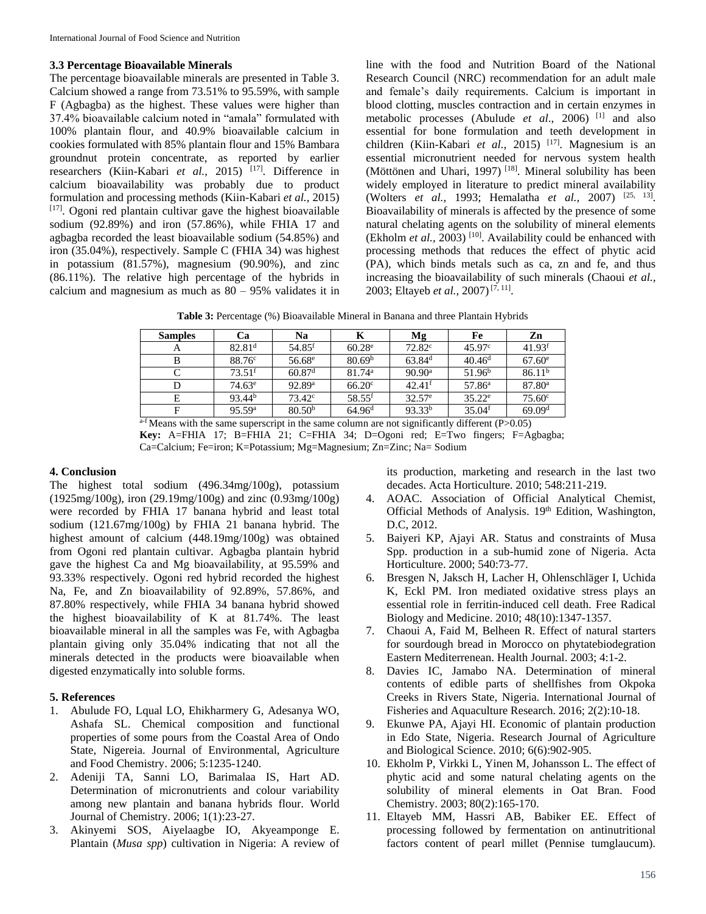### 3.3 Percentage Bioavailable Minerals

The percentage bioavailable minerals are presented in Table 3. Calcium showed a range from 73.51% to 95.59%, with sample F (Agbagba) as the highest. These values were higher than 37.4% bioavailable calcium noted in "amala" formulated with 100% plantain flour, and 40.9% bioavailable calcium in cookies formulated with 85% plantain flour and 15% Bambara groundnut protein concentrate, as reported by earlier researchers (Kiin-Kabari *et al.,* 2015) [17]. Difference in calcium bioavailability was probably due to product formulation and processing methods (Kiin-Kabari *et al.,* 2015) [17]. Ogoni red plantain cultivar gave the highest bioavailable sodium (92.89%) and iron (57.86%), while FHIA 17 and agbagba recorded the least bioavailable sodium (54.85%) and iron (35.04%), respectively. Sample C (FHIA 34) was highest in potassium (81.57%), magnesium (90.90%), and zinc (86.11%). The relative high percentage of the hybrids in calcium and magnesium as much as 80 – 95% validates it in line with the food and Nutrition Board of the National Research Council (NRC) recommendation for an adult male and female's daily requirements. Calcium is important in blood clotting, muscles contraction and in certain enzymes in metabolic processes (Abulude *et al.,* 2006) [1] and also essential for bone formulation and teeth development in children (Kiin-Kabari *et al.,* 2015) [17]. Magnesium is an essential micronutrient needed for nervous system health (Möttönen and Uhari, 1997) [18]. Mineral solubility has been widely employed in literature to predict mineral availability (Wolters *et al.,* 1993; Hemalatha *et al.,* 2007) [25, 13]. Bioavailability of minerals is affected by the presence of some natural chelating agents on the solubility of mineral elements (Ekholm *et al.,* 2003) [10]. Availability could be enhanced with processing methods that reduces the effect of phytic acid (PA), which binds metals such as ca, zn and fe, and thus increasing the bioavailability of such minerals (Chaoui *et al.,* 2003; Eltayeb *et al.,* 2007) [7, 11].

**Table 3:** Percentage (%) Bioavailable Mineral in Banana and three Plantain Hybrids

| Samples | Ca | Na | K | Mg | Fe | Zn |
|---|---|---|---|---|---|---|
| A | $82.81^{d}$ | $54.85^{f}$ | $60.28^{e}$ | $72.82^{c}$ | $45.97^{c}$ | $41.93^{f}$ |
| B | $88.76^{c}$ | $56.68^{e}$ | $80.69^{b}$ | $63.84^{d}$ | $40.46^{d}$ | $67.60^{e}$ |
| C | $73.51^{f}$ | $60.87^{d}$ | $81.74^{a}$ | $90.90^{a}$ | $51.96^{b}$ | $86.11^{b}$ |
| D | $74.63^{e}$ | $92.89^{a}$ | $66.20^{c}$ | $42.41^{f}$ | $57.86^{a}$ | $87.80^{a}$ |
| E | $93.44^{b}$ | $73.42^{c}$ | $58.55^{f}$ | $32.57^{e}$ | $35.22^{e}$ | $75.60^{c}$ |
| F | $95.59^{a}$ | $80.50^{b}$ | $64.96^{d}$ | $93.33^{b}$ | $35.04^{f}$ | $69.09^{d}$ |

$^{a-f}$ Means with the same superscript in the same column are not significantly different (P>0.05)

**Key:** A=FHIA 17; B=FHIA 21; C=FHIA 34; D=Ogoni red; E=Two fingers; F=Agbagba; Ca=Calcium; Fe=iron; K=Potassium; Mg=Magnesium; Zn=Zinc; Na= Sodium

### 4. Conclusion

The highest total sodium (496.34mg/100g), potassium (1925mg/100g), iron (29.19mg/100g) and zinc (0.93mg/100g) were recorded by FHIA 17 banana hybrid and least total sodium (121.67mg/100g) by FHIA 21 banana hybrid. The highest amount of calcium (448.19mg/100g) was obtained from Ogoni red plantain cultivar. Agbagba plantain hybrid gave the highest Ca and Mg bioavailability, at 95.59% and 93.33% respectively. Ogoni red hybrid recorded the highest Na, Fe, and Zn bioavailability of 92.89%, 57.86%, and 87.80% respectively, while FHIA 34 banana hybrid showed the highest bioavailability of K at 81.74%. The least bioavailable mineral in all the samples was Fe, with Agbagba plantain giving only 35.04% indicating that not all the minerals detected in the products were bioavailable when digested enzymatically into soluble forms.

### 5. References

1. Abulude FO, Lqual LO, Ehikharmery G, Adesanya WO, Ashafa SL. Chemical composition and functional properties of some pours from the Coastal Area of Ondo State, Nigereia. Journal of Environmental, Agriculture and Food Chemistry. 2006; 5:1235-1240.
2. Adeniji TA, Sanni LO, Barimalaa IS, Hart AD. Determination of micronutrients and colour variability among new plantain and banana hybrids flour. World Journal of Chemistry. 2006; 1(1):23-27.
3. Akinyemi SOS, Aiyelaagbe IO, Akyeamponge E. Plantain (*Musa spp*) cultivation in Nigeria: A review of its production, marketing and research in the last two decades. Acta Horticulture. 2010; 548:211-219.
4. AOAC. Association of Official Analytical Chemist, Official Methods of Analysis. 19th Edition, Washington, D.C, 2012.
5. Baiyeri KP, Ajayi AR. Status and constraints of Musa Spp. production in a sub-humid zone of Nigeria. Acta Horticulture. 2000; 540:73-77.
6. Bresgen N, Jaksch H, Lacher H, Ohlenschläger I, Uchida K, Eckl PM. Iron mediated oxidative stress plays an essential role in ferritin-induced cell death. Free Radical Biology and Medicine. 2010; 48(10):1347-1357.
7. Chaoui A, Faid M, Belheen R. Effect of natural starters for sourdough bread in Morocco on phytatebiodegration Eastern Mediterrenean. Health Journal. 2003; 4:1-2.
8. Davies IC, Jamabo NA. Determination of mineral contents of edible parts of shellfishes from Okpoka Creeks in Rivers State, Nigeria. International Journal of Fisheries and Aquaculture Research. 2016; 2(2):10-18.
9. Ekunwe PA, Ajayi HI. Economic of plantain production in Edo State, Nigeria. Research Journal of Agriculture and Biological Science. 2010; 6(6):902-905.
10. Ekholm P, Virkki L, Yinen M, Johansson L. The effect of phytic acid and some natural chelating agents on the solubility of mineral elements in Oat Bran. Food Chemistry. 2003; 80(2):165-170.
11. Eltayeb MM, Hassri AB, Babiker EE. Effect of processing followed by fermentation on antinutritional factors content of pearl millet (Pennise tumglaucum).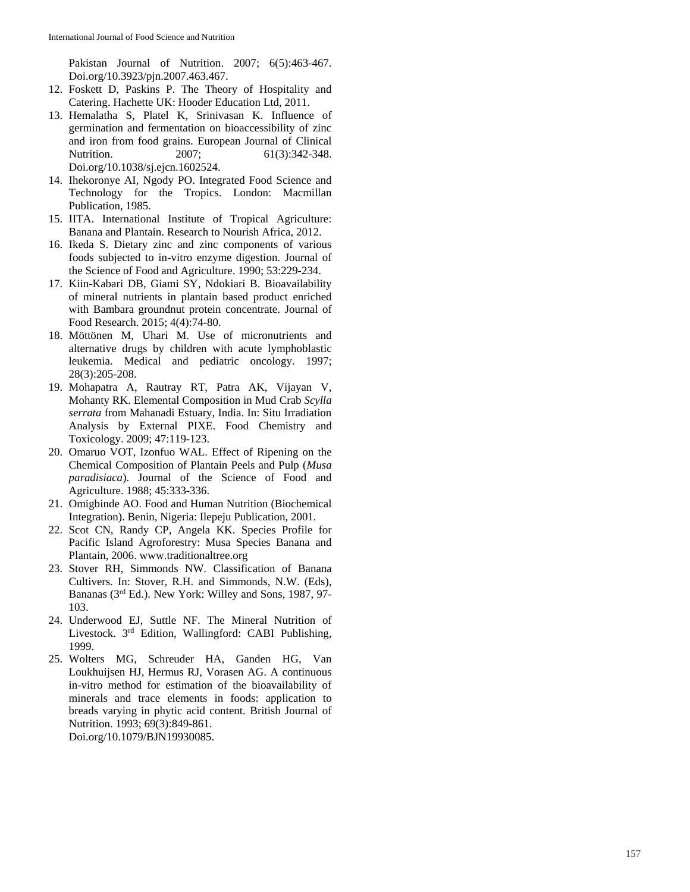Pakistan Journal of Nutrition. 2007; 6(5):463-467. Doi.org/10.3923/pjn.2007.463.467.

12. Foskett D, Paskins P. The Theory of Hospitality and Catering. Hachette UK: Hooder Education Ltd, 2011.
13. Hemalatha S, Platel K, Srinivasan K. Influence of germination and fermentation on bioaccessibility of zinc and iron from food grains. European Journal of Clinical Nutrition. 2007; 61(3):342-348. Doi.org/10.1038/sj.ejcn.1602524.
14. Ihekoronye AI, Ngody PO. Integrated Food Science and Technology for the Tropics. London: Macmillan Publication, 1985.
15. IITA. International Institute of Tropical Agriculture: Banana and Plantain. Research to Nourish Africa, 2012.
16. Ikeda S. Dietary zinc and zinc components of various foods subjected to in-vitro enzyme digestion. Journal of the Science of Food and Agriculture. 1990; 53:229-234.
17. Kiin-Kabari DB, Giami SY, Ndokiari B. Bioavailability of mineral nutrients in plantain based product enriched with Bambara groundnut protein concentrate. Journal of Food Research. 2015; 4(4):74-80.
18. Möttönen M, Uhari M. Use of micronutrients and alternative drugs by children with acute lymphoblastic leukemia. Medical and pediatric oncology. 1997; 28(3):205-208.
19. Mohapatra A, Rautray RT, Patra AK, Vijayan V, Mohanty RK. Elemental Composition in Mud Crab *Scylla serrata* from Mahanadi Estuary, India. In: Situ Irradiation Analysis by External PIXE. Food Chemistry and Toxicology. 2009; 47:119-123.
20. Omaruo VOT, Izonfuo WAL. Effect of Ripening on the Chemical Composition of Plantain Peels and Pulp (*Musa paradisiaca*). Journal of the Science of Food and Agriculture. 1988; 45:333-336.
21. Omigbinde AO. Food and Human Nutrition (Biochemical Integration). Benin, Nigeria: Ilepeju Publication, 2001.
22. Scot CN, Randy CP, Angela KK. Species Profile for Pacific Island Agroforestry: Musa Species Banana and Plantain, 2006. www.traditionaltree.org
23. Stover RH, Simmonds NW. Classification of Banana Cultivers. In: Stover, R.H. and Simmonds, N.W. (Eds), Bananas (3rd Ed.). New York: Willey and Sons, 1987, 97-103.
24. Underwood EJ, Suttle NF. The Mineral Nutrition of Livestock. 3rd Edition, Wallingford: CABI Publishing, 1999.
25. Wolters MG, Schreuder HA, Ganden HG, Van Loukhuijsen HJ, Hermus RJ, Vorasen AG. A continuous in-vitro method for estimation of the bioavailability of minerals and trace elements in foods: application to breads varying in phytic acid content. British Journal of Nutrition. 1993; 69(3):849-861. Doi.org/10.1079/BJN19930085.